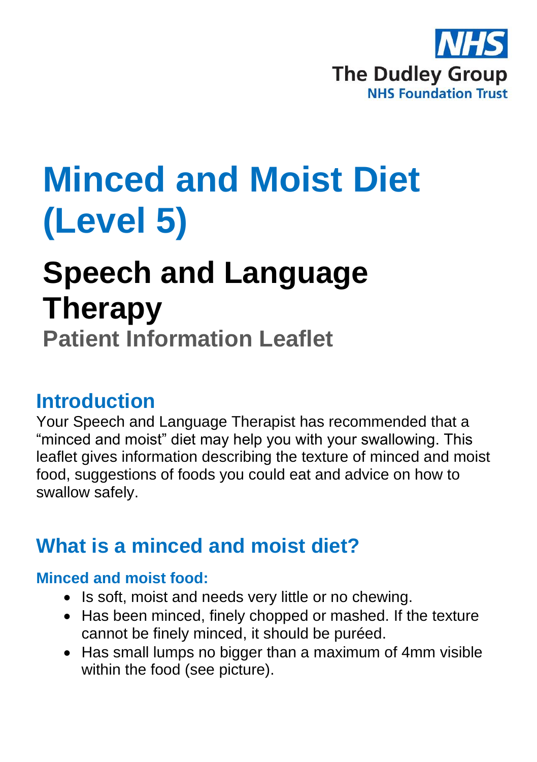NHS
The Dudley Group
NHS Foundation Trust

# Minced and Moist Diet (Level 5)

# Speech and Language Therapy

## Patient Information Leaflet

## Introduction

Your Speech and Language Therapist has recommended that a "minced and moist" diet may help you with your swallowing. This leaflet gives information describing the texture of minced and moist food, suggestions of foods you could eat and advice on how to swallow safely.

## What is a minced and moist diet?

### Minced and moist food:

- Is soft, moist and needs very little or no chewing.
- Has been minced, finely chopped or mashed. If the texture cannot be finely minced, it should be puréed.
- Has small lumps no bigger than a maximum of 4mm visible within the food (see picture).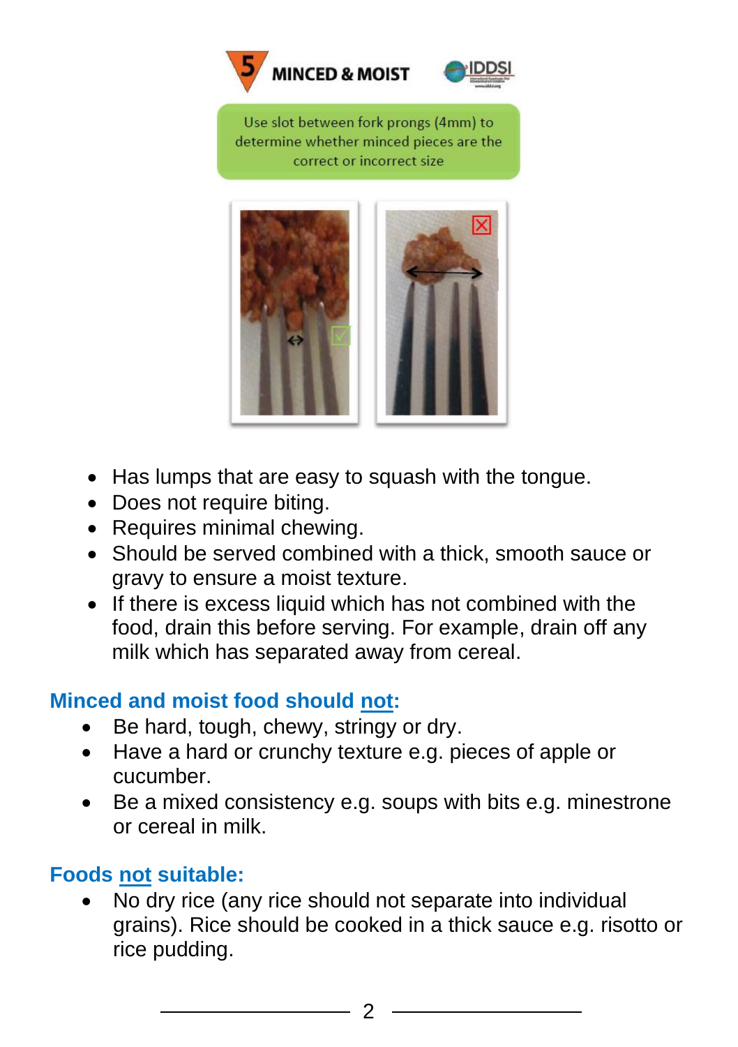## 5 MINCED & MOIST

Use slot between fork prongs (4mm) to determine whether minced pieces are the correct or incorrect size

- Has lumps that are easy to squash with the tongue.
- Does not require biting.
- Requires minimal chewing.
- Should be served combined with a thick, smooth sauce or gravy to ensure a moist texture.
- If there is excess liquid which has not combined with the food, drain this before serving. For example, drain off any milk which has separated away from cereal.

### Minced and moist food should <u>not</u>:

- Be hard, tough, chewy, stringy or dry.
- Have a hard or crunchy texture e.g. pieces of apple or cucumber.
- Be a mixed consistency e.g. soups with bits e.g. minestrone or cereal in milk.

### Foods <u>not</u> suitable:

- No dry rice (any rice should not separate into individual grains). Rice should be cooked in a thick sauce e.g. risotto or rice pudding.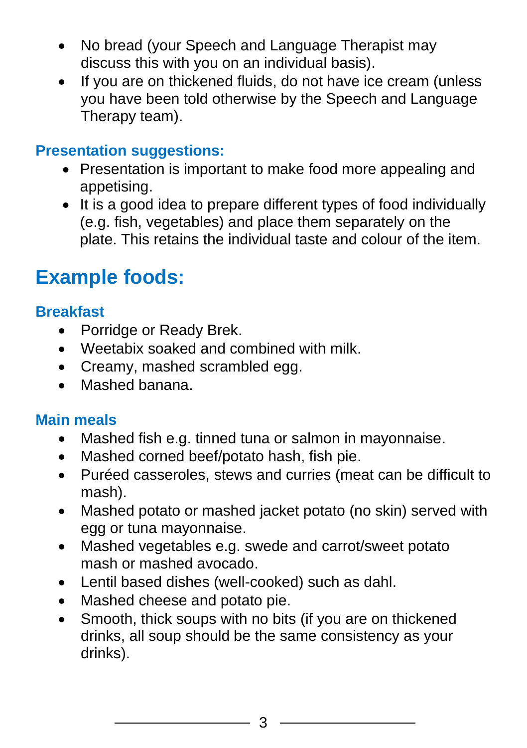- No bread (your Speech and Language Therapist may discuss this with you on an individual basis).
- If you are on thickened fluids, do not have ice cream (unless you have been told otherwise by the Speech and Language Therapy team).

### Presentation suggestions:

- Presentation is important to make food more appealing and appetising.
- It is a good idea to prepare different types of food individually (e.g. fish, vegetables) and place them separately on the plate. This retains the individual taste and colour of the item.

## Example foods:

### Breakfast

- Porridge or Ready Brek.
- Weetabix soaked and combined with milk.
- Creamy, mashed scrambled egg.
- Mashed banana.

### Main meals

- Mashed fish e.g. tinned tuna or salmon in mayonnaise.
- Mashed corned beef/potato hash, fish pie.
- Puréed casseroles, stews and curries (meat can be difficult to mash).
- Mashed potato or mashed jacket potato (no skin) served with egg or tuna mayonnaise.
- Mashed vegetables e.g. swede and carrot/sweet potato mash or mashed avocado.
- Lentil based dishes (well-cooked) such as dahl.
- Mashed cheese and potato pie.
- Smooth, thick soups with no bits (if you are on thickened drinks, all soup should be the same consistency as your drinks).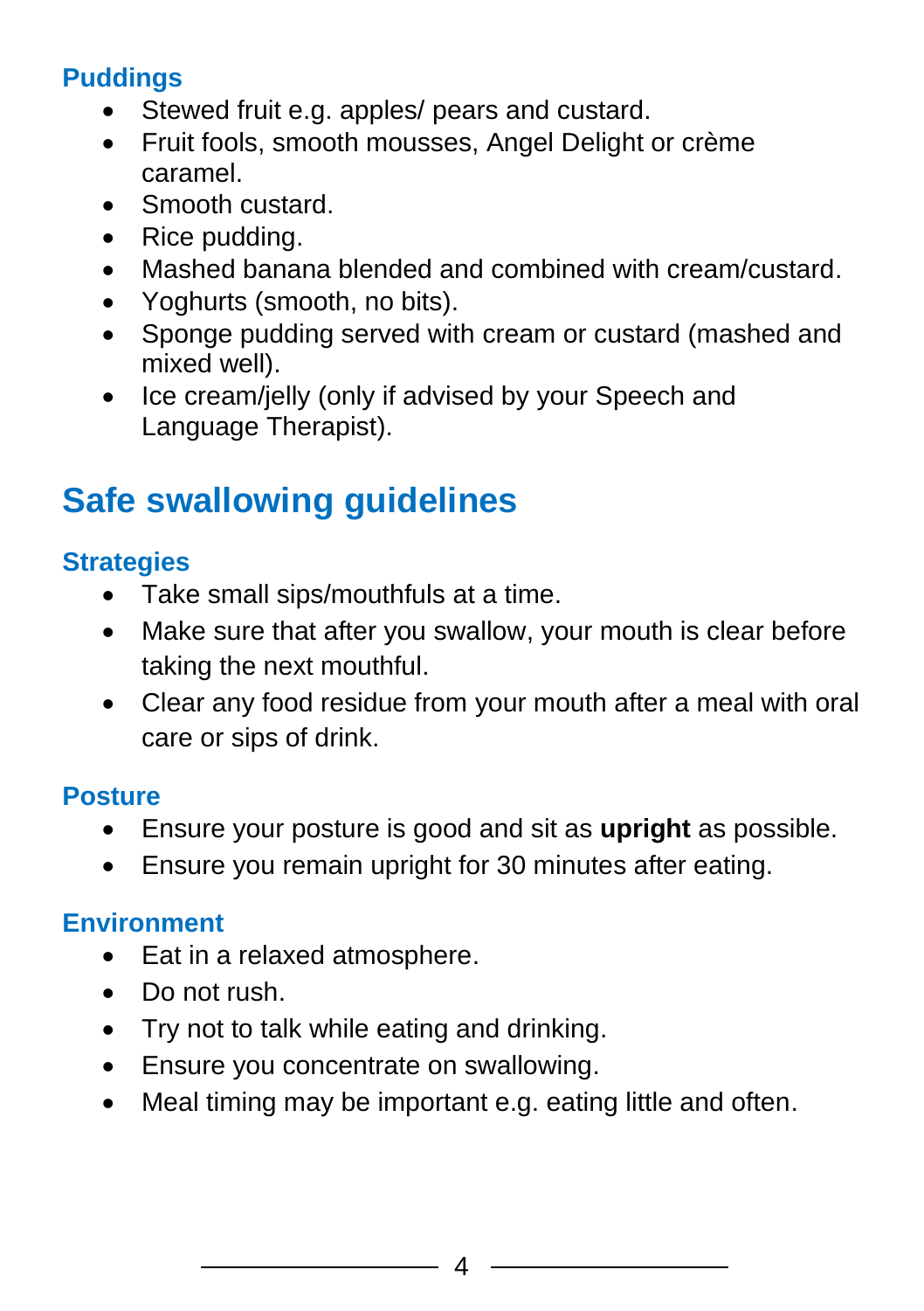### Puddings

- Stewed fruit e.g. apples/ pears and custard.
- Fruit fools, smooth mousses, Angel Delight or crème caramel.
- Smooth custard.
- Rice pudding.
- Mashed banana blended and combined with cream/custard.
- Yoghurts (smooth, no bits).
- Sponge pudding served with cream or custard (mashed and mixed well).
- Ice cream/jelly (only if advised by your Speech and Language Therapist).

## Safe swallowing guidelines

### Strategies

- Take small sips/mouthfuls at a time.
- Make sure that after you swallow, your mouth is clear before taking the next mouthful.
- Clear any food residue from your mouth after a meal with oral care or sips of drink.

### Posture

- Ensure your posture is good and sit as **upright** as possible.
- Ensure you remain upright for 30 minutes after eating.

### Environment

- Eat in a relaxed atmosphere.
- Do not rush.
- Try not to talk while eating and drinking.
- Ensure you concentrate on swallowing.
- Meal timing may be important e.g. eating little and often.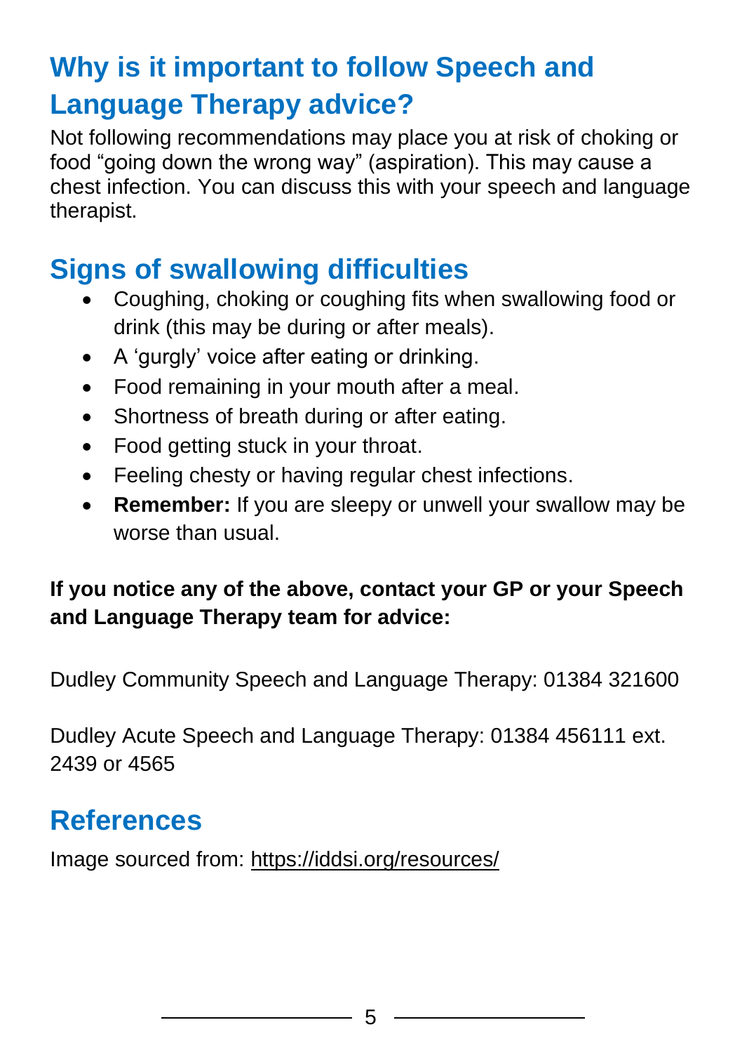## Why is it important to follow Speech and Language Therapy advice?

Not following recommendations may place you at risk of choking or food "going down the wrong way" (aspiration). This may cause a chest infection. You can discuss this with your speech and language therapist.

## Signs of swallowing difficulties

- Coughing, choking or coughing fits when swallowing food or drink (this may be during or after meals).
- A 'gurgly' voice after eating or drinking.
- Food remaining in your mouth after a meal.
- Shortness of breath during or after eating.
- Food getting stuck in your throat.
- Feeling chesty or having regular chest infections.
- **Remember:** If you are sleepy or unwell your swallow may be worse than usual.

**If you notice any of the above, contact your GP or your Speech and Language Therapy team for advice:**

Dudley Community Speech and Language Therapy: 01384 321600

Dudley Acute Speech and Language Therapy: 01384 456111 ext. 2439 or 4565

## References

Image sourced from: https://iddsi.org/resources/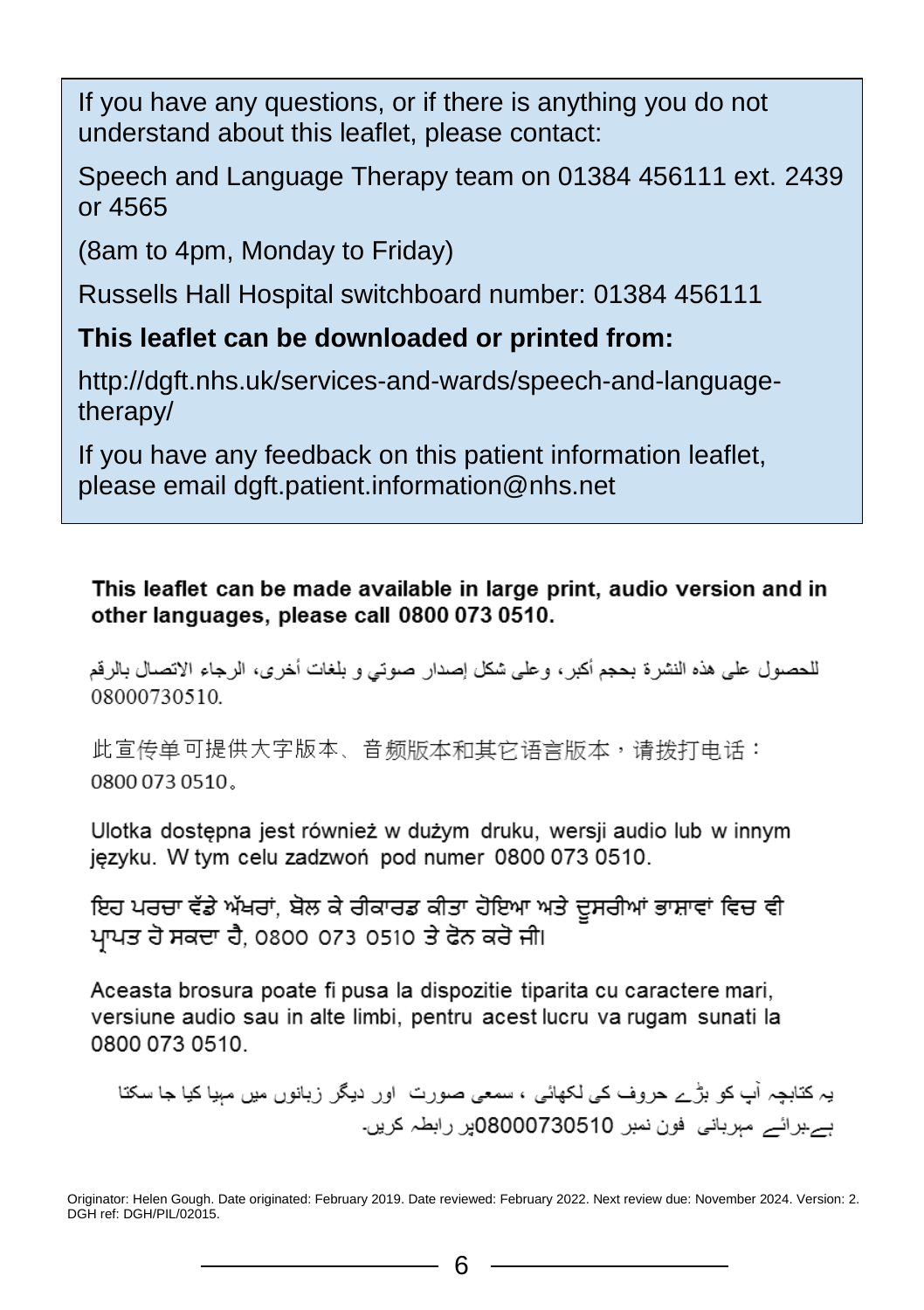If you have any questions, or if there is anything you do not understand about this leaflet, please contact:

Speech and Language Therapy team on 01384 456111 ext. 2439 or 4565

(8am to 4pm, Monday to Friday)

Russells Hall Hospital switchboard number: 01384 456111

**This leaflet can be downloaded or printed from:**

http://dgft.nhs.uk/services-and-wards/speech-and-language-therapy/

If you have any feedback on this patient information leaflet, please email dgft.patient.information@nhs.net

**This leaflet can be made available in large print, audio version and in other languages, please call 0800 073 0510.**

للحصول على هذه النشرة بحجم أكبر، وعلى شكل إصدار صوتي و بلغات أخرى، الرجاء الاتصال بالرقم 08000730510.

此宣传单可提供大字版本、音频版本和其它语言版本，请拨打电话：0800 073 0510。

Ulotka dostępna jest również w dużym druku, wersji audio lub w innym języku. W tym celu zadzwoń pod numer 0800 073 0510.

ਇਹ ਪਰਚਾ ਵੱਡੇ ਅੱਖਰਾਂ, ਬੋਲ ਕੇ ਰੀਕਾਰਡ ਕੀਤਾ ਹੋਇਆ ਅਤੇ ਦੂਸਰੀਆਂ ਭਾਸ਼ਾਵਾਂ ਵਿਚ ਵੀ ਪ੍ਰਾਪਤ ਹੋ ਸਕਦਾ ਹੈ, 0800 073 0510 ਤੇ ਫੋਨ ਕਰੋ ਜੀ।

Aceasta brosura poate fi pusa la dispozitie tiparita cu caractere mari, versiune audio sau in alte limbi, pentru acest lucru va rugam sunati la 0800 073 0510.

یہ کتابچہ آپ کو بڑے حروف کی لکھائی ، سمعی صورت اور دیگر زبانوں میں مہیا کیا جا سکتا ہے۔برائے مہربانی فون نمبر 08000730510پر رابطہ کریں۔

Originator: Helen Gough. Date originated: February 2019. Date reviewed: February 2022. Next review due: November 2024. Version: 2. DGH ref: DGH/PIL/02015.